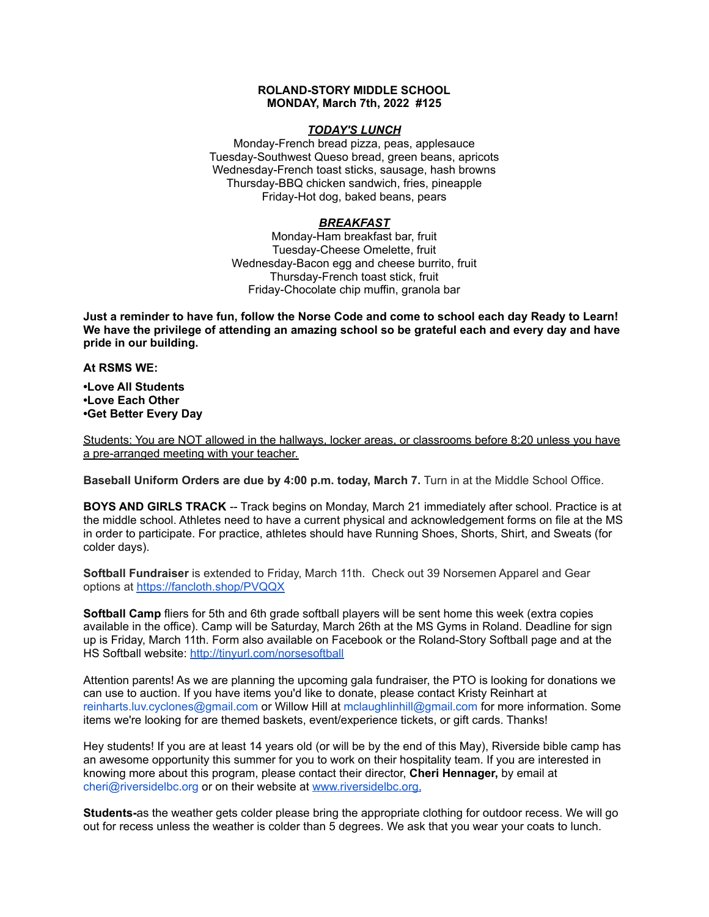**ROLAND-STORY MIDDLE SCHOOL**
**MONDAY, March 7th, 2022 #125**

***TODAY'S LUNCH***

Monday-French bread pizza, peas, applesauce
Tuesday-Southwest Queso bread, green beans, apricots
Wednesday-French toast sticks, sausage, hash browns
Thursday-BBQ chicken sandwich, fries, pineapple
Friday-Hot dog, baked beans, pears

***BREAKFAST***

Monday-Ham breakfast bar, fruit
Tuesday-Cheese Omelette, fruit
Wednesday-Bacon egg and cheese burrito, fruit
Thursday-French toast stick, fruit
Friday-Chocolate chip muffin, granola bar

**Just a reminder to have fun, follow the Norse Code and come to school each day Ready to Learn! We have the privilege of attending an amazing school so be grateful each and every day and have pride in our building.**

**At RSMS WE:**

**•Love All Students**
**•Love Each Other**
**•Get Better Every Day**

Students: You are NOT allowed in the hallways, locker areas, or classrooms before 8:20 unless you have a pre-arranged meeting with your teacher.

**Baseball Uniform Orders are due by 4:00 p.m. today, March 7.** Turn in at the Middle School Office.

**BOYS AND GIRLS TRACK** -- Track begins on Monday, March 21 immediately after school. Practice is at the middle school. Athletes need to have a current physical and acknowledgement forms on file at the MS in order to participate. For practice, athletes should have Running Shoes, Shorts, Shirt, and Sweats (for colder days).

**Softball Fundraiser** is extended to Friday, March 11th. Check out 39 Norsemen Apparel and Gear options at https://fancloth.shop/PVQQX

**Softball Camp** fliers for 5th and 6th grade softball players will be sent home this week (extra copies available in the office). Camp will be Saturday, March 26th at the MS Gyms in Roland. Deadline for sign up is Friday, March 11th. Form also available on Facebook or the Roland-Story Softball page and at the HS Softball website: http://tinyurl.com/norsesoftball

Attention parents! As we are planning the upcoming gala fundraiser, the PTO is looking for donations we can use to auction. If you have items you'd like to donate, please contact Kristy Reinhart at reinharts.luv.cyclones@gmail.com or Willow Hill at mclaughlinhill@gmail.com for more information. Some items we're looking for are themed baskets, event/experience tickets, or gift cards. Thanks!

Hey students! If you are at least 14 years old (or will be by the end of this May), Riverside bible camp has an awesome opportunity this summer for you to work on their hospitality team. If you are interested in knowing more about this program, please contact their director, **Cheri Hennager,** by email at cheri@riversidelbc.org or on their website at www.riversidelbc.org.

**Students-**as the weather gets colder please bring the appropriate clothing for outdoor recess. We will go out for recess unless the weather is colder than 5 degrees. We ask that you wear your coats to lunch.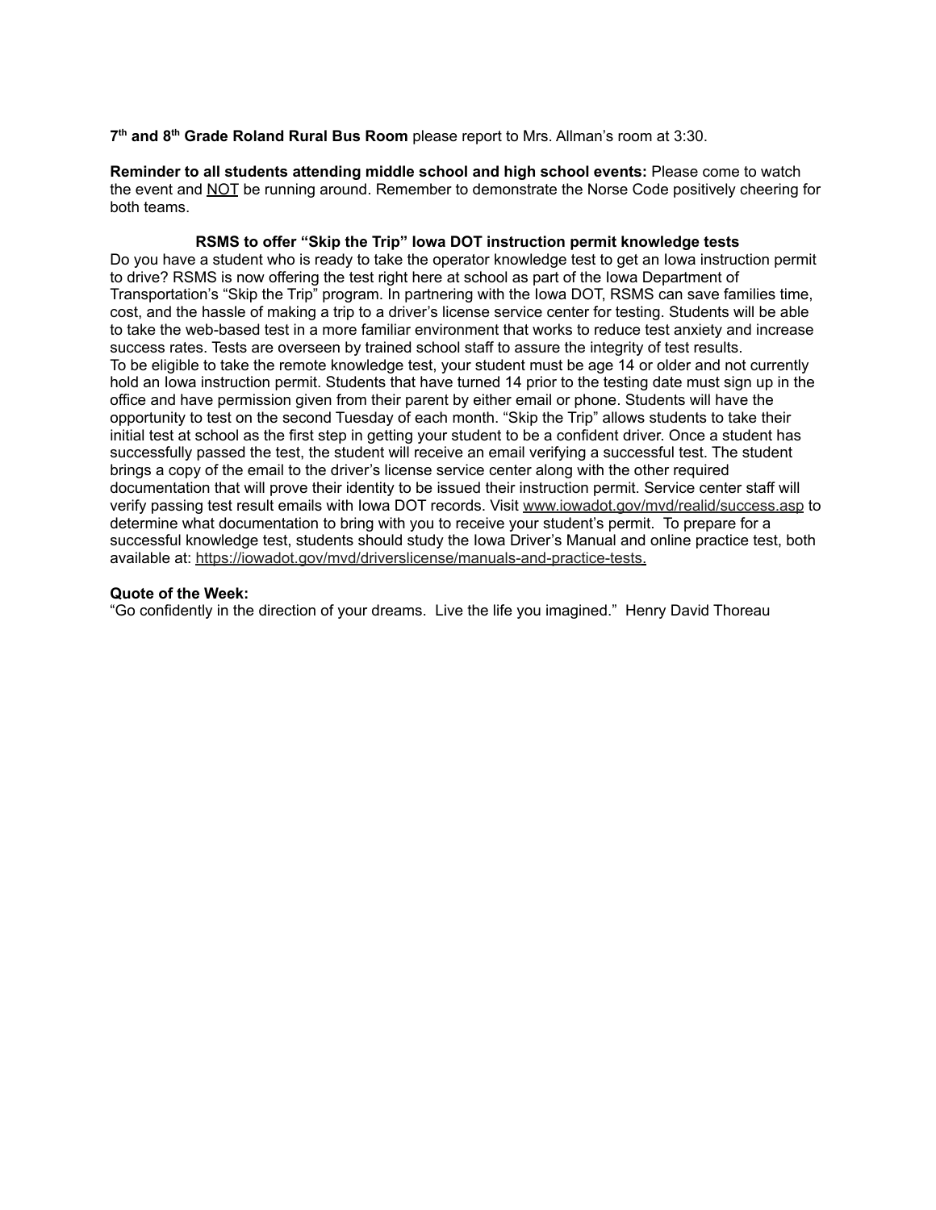**7th and 8th Grade Roland Rural Bus Room** please report to Mrs. Allman's room at 3:30.

**Reminder to all students attending middle school and high school events:** Please come to watch the event and <u>NOT</u> be running around. Remember to demonstrate the Norse Code positively cheering for both teams.

**RSMS to offer "Skip the Trip" Iowa DOT instruction permit knowledge tests**

Do you have a student who is ready to take the operator knowledge test to get an Iowa instruction permit to drive? RSMS is now offering the test right here at school as part of the Iowa Department of Transportation's "Skip the Trip" program. In partnering with the Iowa DOT, RSMS can save families time, cost, and the hassle of making a trip to a driver's license service center for testing. Students will be able to take the web-based test in a more familiar environment that works to reduce test anxiety and increase success rates. Tests are overseen by trained school staff to assure the integrity of test results.
To be eligible to take the remote knowledge test, your student must be age 14 or older and not currently hold an Iowa instruction permit. Students that have turned 14 prior to the testing date must sign up in the office and have permission given from their parent by either email or phone. Students will have the opportunity to test on the second Tuesday of each month. "Skip the Trip" allows students to take their initial test at school as the first step in getting your student to be a confident driver. Once a student has successfully passed the test, the student will receive an email verifying a successful test. The student brings a copy of the email to the driver's license service center along with the other required documentation that will prove their identity to be issued their instruction permit. Service center staff will verify passing test result emails with Iowa DOT records. Visit www.iowadot.gov/mvd/realid/success.asp to determine what documentation to bring with you to receive your student's permit. To prepare for a successful knowledge test, students should study the Iowa Driver's Manual and online practice test, both available at: https://iowadot.gov/mvd/driverslicense/manuals-and-practice-tests.

**Quote of the Week:**
"Go confidently in the direction of your dreams. Live the life you imagined." Henry David Thoreau